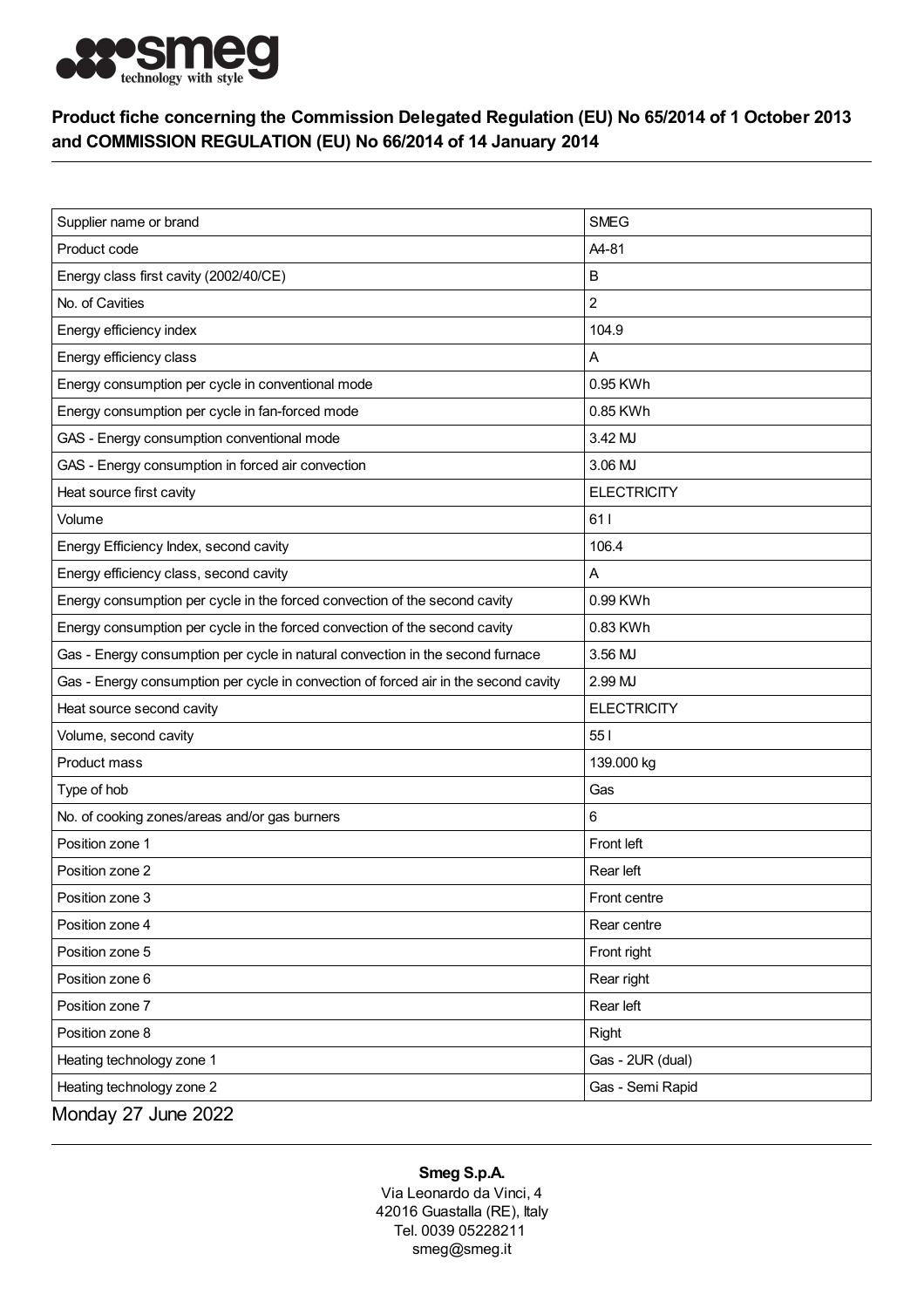**Product fiche concerning the Commission Delegated Regulation (EU) No 65/2014 of 1 October 2013 and COMMISSION REGULATION (EU) No 66/2014 of 14 January 2014**

| Supplier name or brand | SMEG |
|---|---|
| Product code | A4-81 |
| Energy class first cavity (2002/40/CE) | B |
| No. of Cavities | 2 |
| Energy efficiency index | 104.9 |
| Energy efficiency class | A |
| Energy consumption per cycle in conventional mode | 0.95 KWh |
| Energy consumption per cycle in fan-forced mode | 0.85 KWh |
| GAS - Energy consumption conventional mode | 3.42 MJ |
| GAS - Energy consumption in forced air convection | 3.06 MJ |
| Heat source first cavity | ELECTRICITY |
| Volume | 61 l |
| Energy Efficiency Index, second cavity | 106.4 |
| Energy efficiency class, second cavity | A |
| Energy consumption per cycle in the forced convection of the second cavity | 0.99 KWh |
| Energy consumption per cycle in the forced convection of the second cavity | 0.83 KWh |
| Gas - Energy consumption per cycle in natural convection in the second furnace | 3.56 MJ |
| Gas - Energy consumption per cycle in convection of forced air in the second cavity | 2.99 MJ |
| Heat source second cavity | ELECTRICITY |
| Volume, second cavity | 55 l |
| Product mass | 139.000 kg |
| Type of hob | Gas |
| No. of cooking zones/areas and/or gas burners | 6 |
| Position zone 1 | Front left |
| Position zone 2 | Rear left |
| Position zone 3 | Front centre |
| Position zone 4 | Rear centre |
| Position zone 5 | Front right |
| Position zone 6 | Rear right |
| Position zone 7 | Rear left |
| Position zone 8 | Right |
| Heating technology zone 1 | Gas - 2UR (dual) |
| Heating technology zone 2 | Gas - Semi Rapid |

Monday 27 June 2022

**Smeg S.p.A.**
Via Leonardo da Vinci, 4
42016 Guastalla (RE), Italy
Tel. 0039 05228211
smeg@smeg.it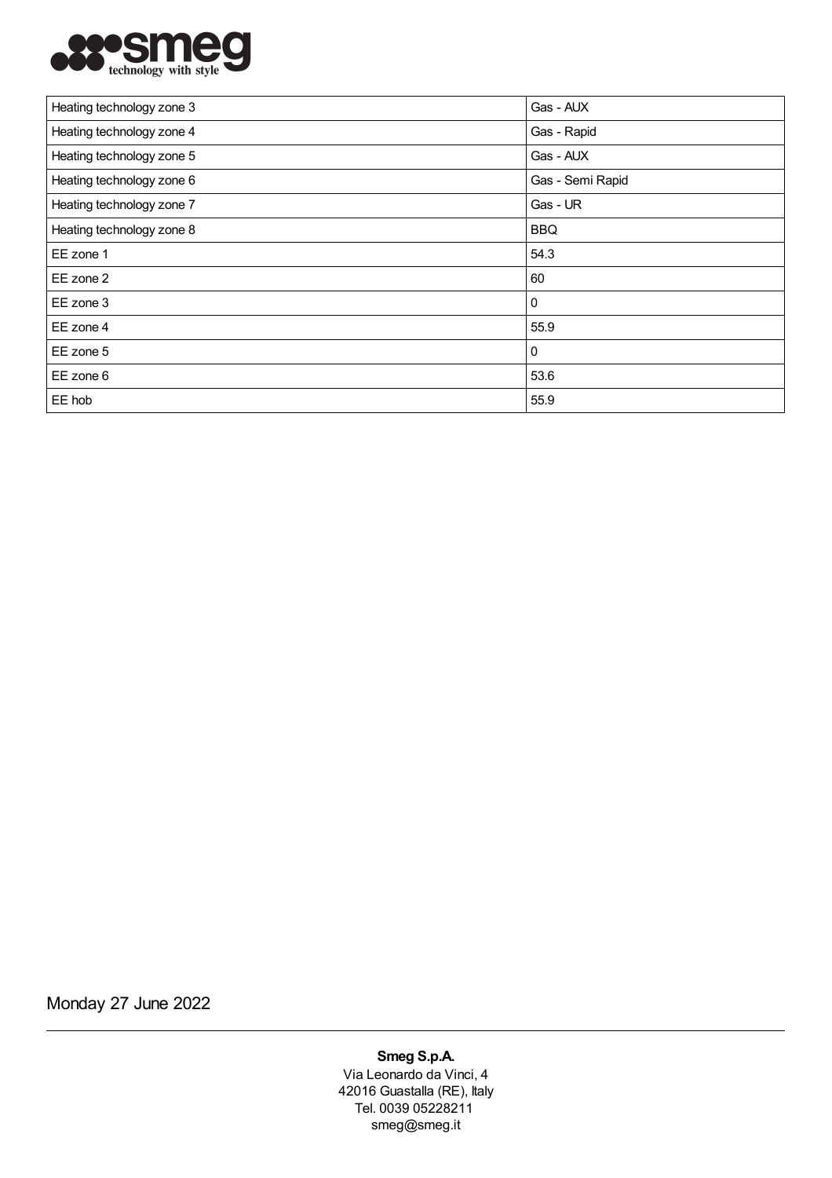| | |
|---|---|
| Heating technology zone 3 | Gas - AUX |
| Heating technology zone 4 | Gas - Rapid |
| Heating technology zone 5 | Gas - AUX |
| Heating technology zone 6 | Gas - Semi Rapid |
| Heating technology zone 7 | Gas - UR |
| Heating technology zone 8 | BBQ |
| EE zone 1 | 54.3 |
| EE zone 2 | 60 |
| EE zone 3 | 0 |
| EE zone 4 | 55.9 |
| EE zone 5 | 0 |
| EE zone 6 | 53.6 |
| EE hob | 55.9 |

Monday 27 June 2022

**Smeg S.p.A.**
Via Leonardo da Vinci, 4
42016 Guastalla (RE), Italy
Tel. 0039 05228211
smeg@smeg.it